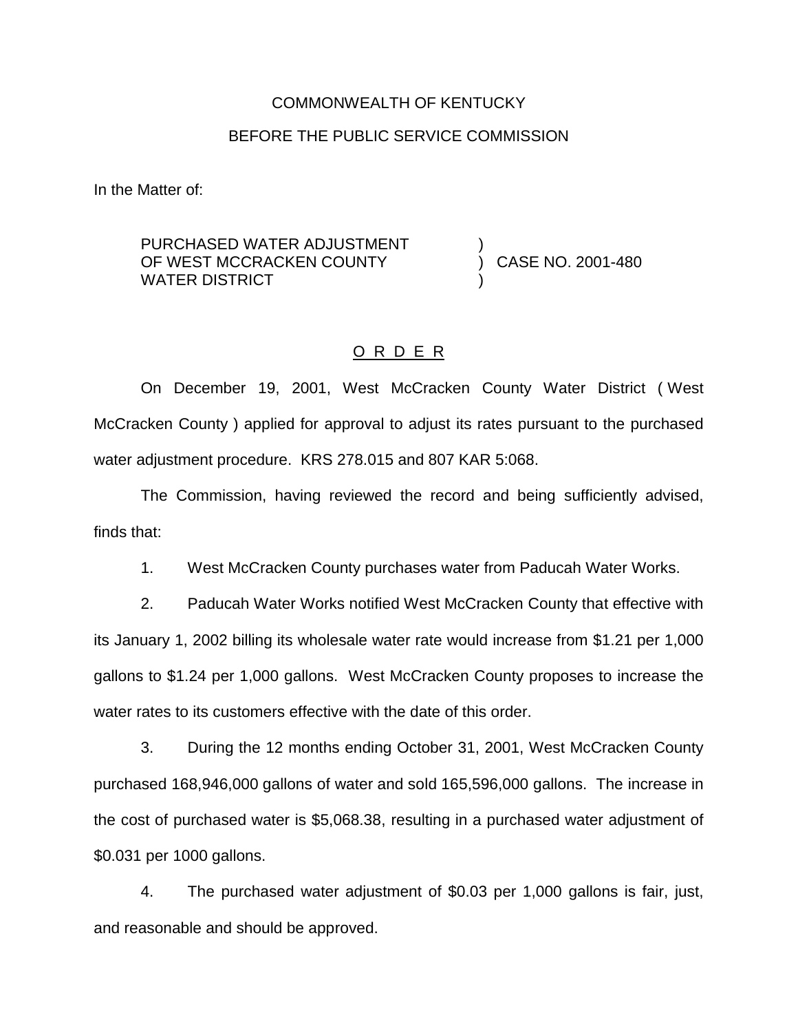COMMONWEALTH OF KENTUCKY

BEFORE THE PUBLIC SERVICE COMMISSION

In the Matter of:

PURCHASED WATER ADJUSTMENT OF WEST MCCRACKEN COUNTY WATER DISTRICT ) CASE NO. 2001-480

O R D E R

On December 19, 2001, West McCracken County Water District ( West McCracken County ) applied for approval to adjust its rates pursuant to the purchased water adjustment procedure. KRS 278.015 and 807 KAR 5:068.

The Commission, having reviewed the record and being sufficiently advised, finds that:

1. West McCracken County purchases water from Paducah Water Works.

2. Paducah Water Works notified West McCracken County that effective with its January 1, 2002 billing its wholesale water rate would increase from $1.21 per 1,000 gallons to $1.24 per 1,000 gallons. West McCracken County proposes to increase the water rates to its customers effective with the date of this order.

3. During the 12 months ending October 31, 2001, West McCracken County purchased 168,946,000 gallons of water and sold 165,596,000 gallons. The increase in the cost of purchased water is $5,068.38, resulting in a purchased water adjustment of $0.031 per 1000 gallons.

4. The purchased water adjustment of $0.03 per 1,000 gallons is fair, just, and reasonable and should be approved.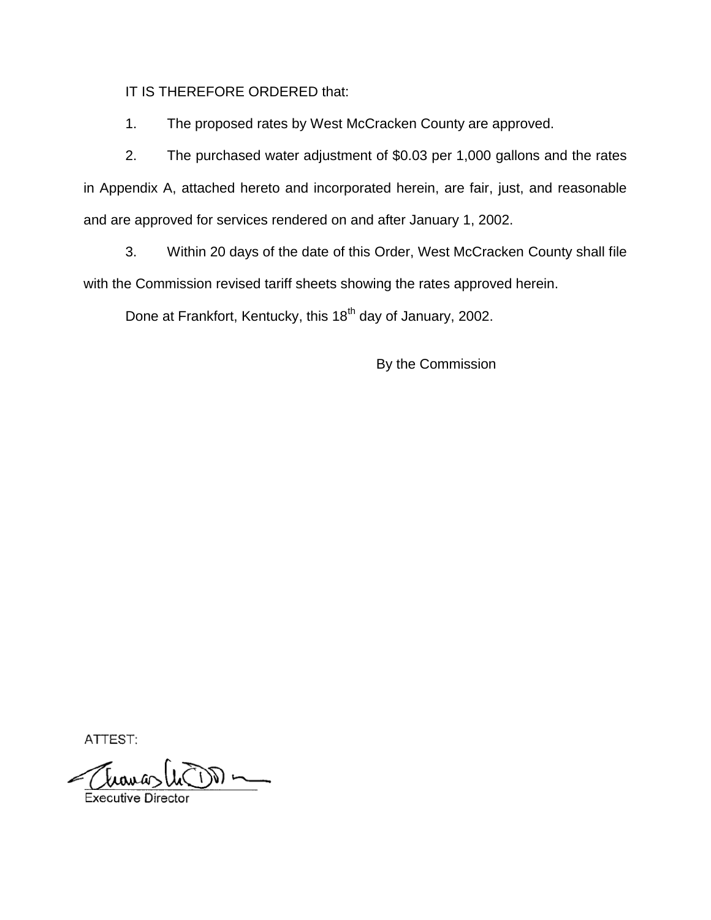IT IS THEREFORE ORDERED that:

1. The proposed rates by West McCracken County are approved.

2. The purchased water adjustment of $0.03 per 1,000 gallons and the rates in Appendix A, attached hereto and incorporated herein, are fair, just, and reasonable and are approved for services rendered on and after January 1, 2002.

3. Within 20 days of the date of this Order, West McCracken County shall file with the Commission revised tariff sheets showing the rates approved herein.

Done at Frankfort, Kentucky, this 18th day of January, 2002.

By the Commission

ATTEST:

Executive Director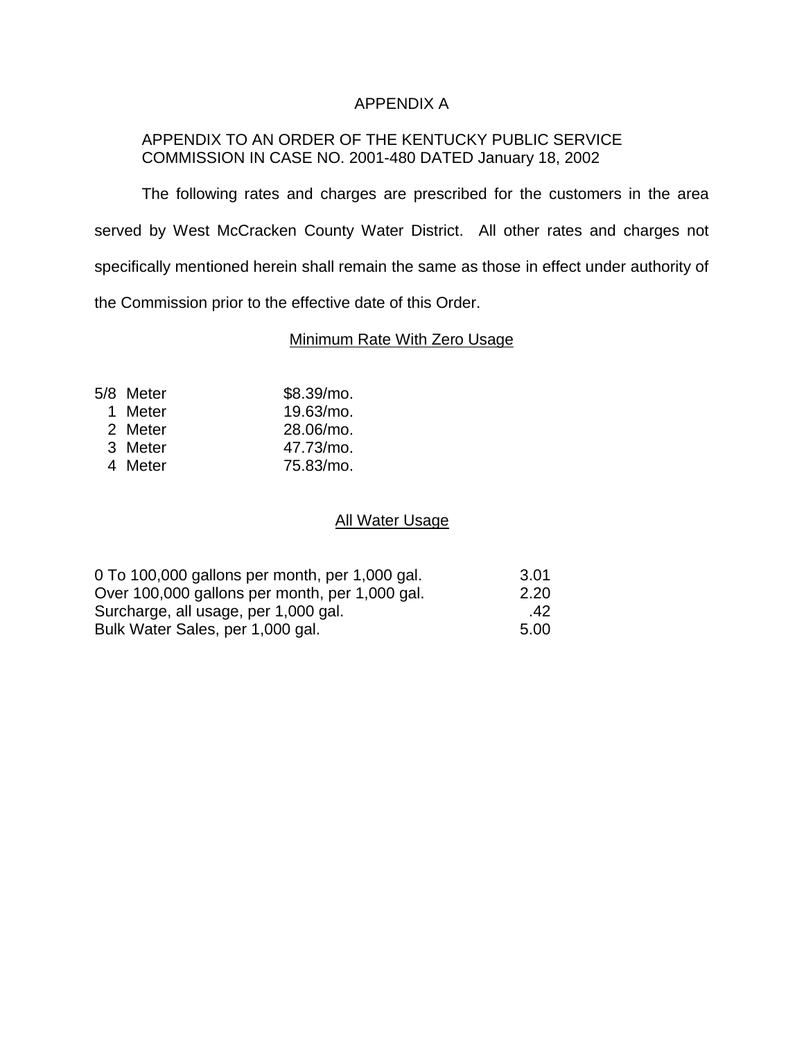# APPENDIX A

APPENDIX TO AN ORDER OF THE KENTUCKY PUBLIC SERVICE COMMISSION IN CASE NO. 2001-480 DATED January 18, 2002

The following rates and charges are prescribed for the customers in the area served by West McCracken County Water District. All other rates and charges not specifically mentioned herein shall remain the same as those in effect under authority of the Commission prior to the effective date of this Order.

## Minimum Rate With Zero Usage

| | |
|---|---|
| 5/8 Meter | $8.39/mo. |
| 1 Meter | 19.63/mo. |
| 2 Meter | 28.06/mo. |
| 3 Meter | 47.73/mo. |
| 4 Meter | 75.83/mo. |

## All Water Usage

| | |
|---|---|
| 0 To 100,000 gallons per month, per 1,000 gal. | 3.01 |
| Over 100,000 gallons per month, per 1,000 gal. | 2.20 |
| Surcharge, all usage, per 1,000 gal. | .42 |
| Bulk Water Sales, per 1,000 gal. | 5.00 |